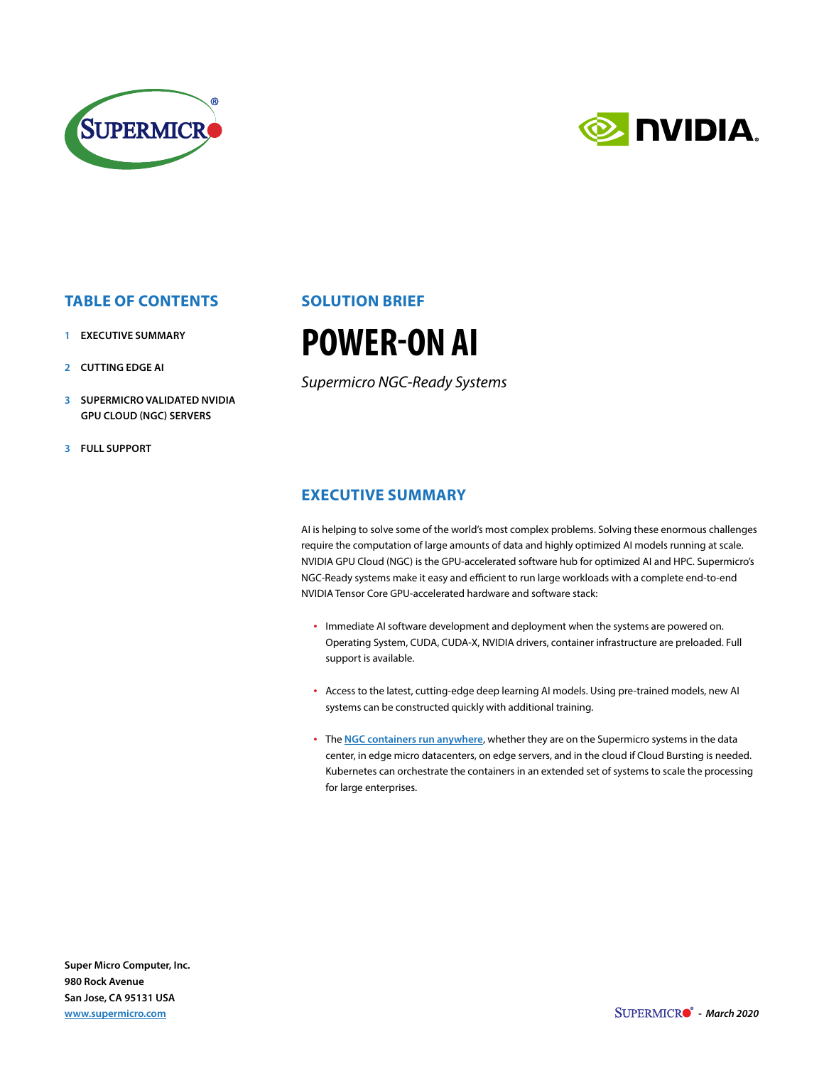## TABLE OF CONTENTS

1 **EXECUTIVE SUMMARY**

2 **CUTTING EDGE AI**

3 **SUPERMICRO VALIDATED NVIDIA GPU CLOUD (NGC) SERVERS**

3 **FULL SUPPORT**

## SOLUTION BRIEF

# POWER-ON AI

*Supermicro NGC-Ready Systems*

## EXECUTIVE SUMMARY

AI is helping to solve some of the world's most complex problems. Solving these enormous challenges require the computation of large amounts of data and highly optimized AI models running at scale. NVIDIA GPU Cloud (NGC) is the GPU-accelerated software hub for optimized AI and HPC. Supermicro's NGC-Ready systems make it easy and efficient to run large workloads with a complete end-to-end NVIDIA Tensor Core GPU-accelerated hardware and software stack:

- Immediate AI software development and deployment when the systems are powered on. Operating System, CUDA, CUDA-X, NVIDIA drivers, container infrastructure are preloaded. Full support is available.
- Access to the latest, cutting-edge deep learning AI models. Using pre-trained models, new AI systems can be constructed quickly with additional training.
- The **NGC containers run anywhere**, whether they are on the Supermicro systems in the data center, in edge micro datacenters, on edge servers, and in the cloud if Cloud Bursting is needed. Kubernetes can orchestrate the containers in an extended set of systems to scale the processing for large enterprises.

**Super Micro Computer, Inc.**
**980 Rock Avenue**
**San Jose, CA 95131 USA**
**www.supermicro.com**

SUPERMICRO - *March 2020*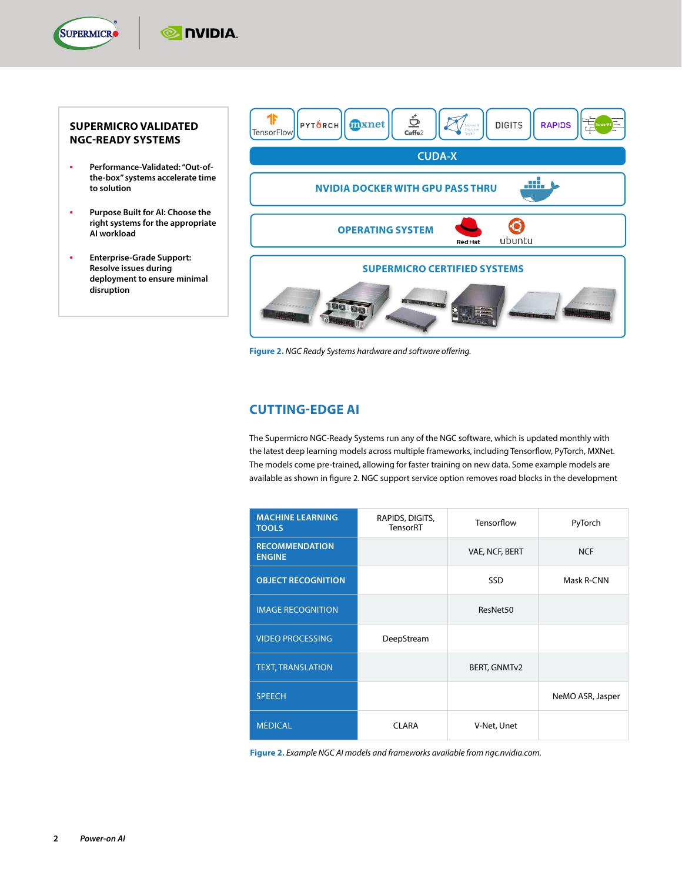## SUPERMICRO VALIDATED NGC-READY SYSTEMS

- **Performance-Validated: "Out-of-the-box" systems accelerate time to solution**
- **Purpose Built for AI: Choose the right systems for the appropriate AI workload**
- **Enterprise-Grade Support: Resolve issues during deployment to ensure minimal disruption**

TensorFlow | PYTORCH | mxnet | Caffe2 | Microsoft Cognitive Toolkit | DIGITS | RAPIDS | TensorRT

CUDA-X

NVIDIA DOCKER WITH GPU PASS THRU

OPERATING SYSTEM — Red Hat, ubuntu

SUPERMICRO CERTIFIED SYSTEMS

**Figure 2.** *NGC Ready Systems hardware and software offering.*

## CUTTING-EDGE AI

The Supermicro NGC-Ready Systems run any of the NGC software, which is updated monthly with the latest deep learning models across multiple frameworks, including Tensorflow, PyTorch, MXNet. The models come pre-trained, allowing for faster training on new data. Some example models are available as shown in figure 2. NGC support service option removes road blocks in the development

| **MACHINE LEARNING TOOLS** | RAPIDS, DIGITS, TensorRT | Tensorflow | PyTorch |
|---|---|---|---|
| **RECOMMENDATION ENGINE** | | VAE, NCF, BERT | NCF |
| **OBJECT RECOGNITION** | | SSD | Mask R-CNN |
| IMAGE RECOGNITION | | ResNet50 | |
| VIDEO PROCESSING | DeepStream | | |
| TEXT, TRANSLATION | | BERT, GNMTv2 | |
| SPEECH | | | NeMO ASR, Jasper |
| MEDICAL | CLARA | V-Net, Unet | |

**Figure 2.** *Example NGC AI models and frameworks available from ngc.nvidia.com.*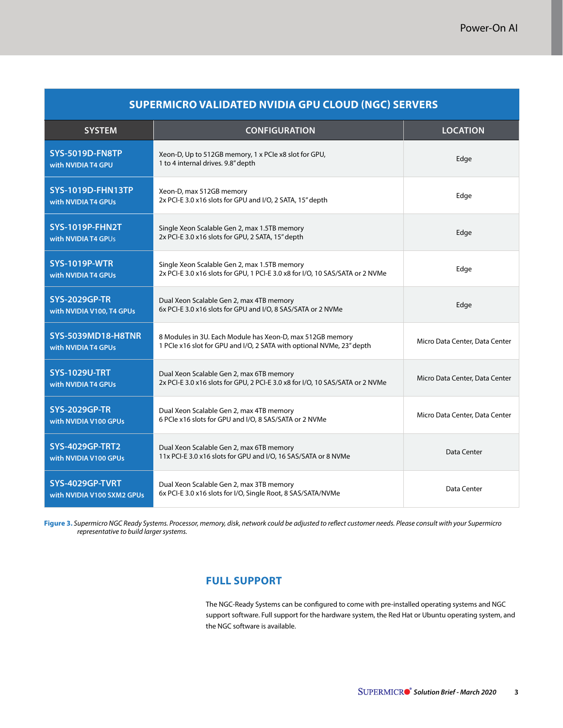| SUPERMICRO VALIDATED NVIDIA GPU CLOUD (NGC) SERVERS | | |
|---|---|---|
| **SYSTEM** | **CONFIGURATION** | **LOCATION** |
| **SYS-5019D-FN8TP** with NVIDIA T4 GPU | Xeon-D, Up to 512GB memory, 1 x PCIe x8 slot for GPU, 1 to 4 internal drives. 9.8" depth | Edge |
| **SYS-1019D-FHN13TP** with NVIDIA T4 GPUs | Xeon-D, max 512GB memory 2x PCI-E 3.0 x16 slots for GPU and I/O, 2 SATA, 15" depth | Edge |
| **SYS-1019P-FHN2T** with NVIDIA T4 GPUs | Single Xeon Scalable Gen 2, max 1.5TB memory 2x PCI-E 3.0 x16 slots for GPU, 2 SATA, 15" depth | Edge |
| **SYS-1019P-WTR** with NVIDIA T4 GPUs | Single Xeon Scalable Gen 2, max 1.5TB memory 2x PCI-E 3.0 x16 slots for GPU, 1 PCI-E 3.0 x8 for I/O, 10 SAS/SATA or 2 NVMe | Edge |
| **SYS-2029GP-TR** with NVIDIA V100, T4 GPUs | Dual Xeon Scalable Gen 2, max 4TB memory 6x PCI-E 3.0 x16 slots for GPU and I/O, 8 SAS/SATA or 2 NVMe | Edge |
| **SYS-5039MD18-H8TNR** with NVIDIA T4 GPUs | 8 Modules in 3U. Each Module has Xeon-D, max 512GB memory 1 PCIe x16 slot for GPU and I/O, 2 SATA with optional NVMe, 23" depth | Micro Data Center, Data Center |
| **SYS-1029U-TRT** with NVIDIA T4 GPUs | Dual Xeon Scalable Gen 2, max 6TB memory 2x PCI-E 3.0 x16 slots for GPU, 2 PCI-E 3.0 x8 for I/O, 10 SAS/SATA or 2 NVMe | Micro Data Center, Data Center |
| **SYS-2029GP-TR** with NVIDIA V100 GPUs | Dual Xeon Scalable Gen 2, max 4TB memory 6 PCIe x16 slots for GPU and I/O, 8 SAS/SATA or 2 NVMe | Micro Data Center, Data Center |
| **SYS-4029GP-TRT2** with NVIDIA V100 GPUs | Dual Xeon Scalable Gen 2, max 6TB memory 11x PCI-E 3.0 x16 slots for GPU and I/O, 16 SAS/SATA or 8 NVMe | Data Center |
| **SYS-4029GP-TVRT** with NVIDIA V100 SXM2 GPUs | Dual Xeon Scalable Gen 2, max 3TB memory 6x PCI-E 3.0 x16 slots for I/O, Single Root, 8 SAS/SATA/NVMe | Data Center |

**Figure 3.** *Supermicro NGC Ready Systems. Processor, memory, disk, network could be adjusted to reflect customer needs. Please consult with your Supermicro representative to build larger systems.*

## FULL SUPPORT

The NGC-Ready Systems can be configured to come with pre-installed operating systems and NGC support software. Full support for the hardware system, the Red Hat or Ubuntu operating system, and the NGC software is available.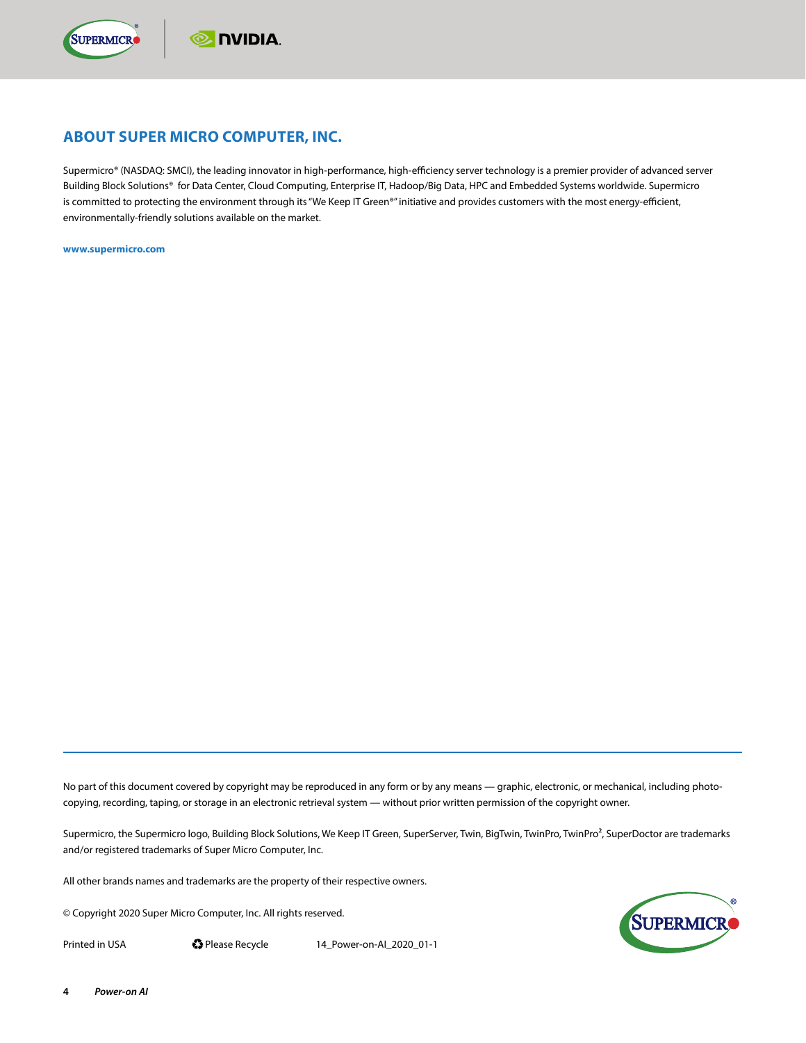## ABOUT SUPER MICRO COMPUTER, INC.

Supermicro® (NASDAQ: SMCI), the leading innovator in high-performance, high-efficiency server technology is a premier provider of advanced server Building Block Solutions® for Data Center, Cloud Computing, Enterprise IT, Hadoop/Big Data, HPC and Embedded Systems worldwide. Supermicro is committed to protecting the environment through its "We Keep IT Green®" initiative and provides customers with the most energy-efficient, environmentally-friendly solutions available on the market.

**www.supermicro.com**

---

No part of this document covered by copyright may be reproduced in any form or by any means — graphic, electronic, or mechanical, including photocopying, recording, taping, or storage in an electronic retrieval system — without prior written permission of the copyright owner.

Supermicro, the Supermicro logo, Building Block Solutions, We Keep IT Green, SuperServer, Twin, BigTwin, TwinPro, TwinPro², SuperDoctor are trademarks and/or registered trademarks of Super Micro Computer, Inc.

All other brands names and trademarks are the property of their respective owners.

© Copyright 2020 Super Micro Computer, Inc. All rights reserved.

Printed in USA    ♻ Please Recycle    14_Power-on-AI_2020_01-1